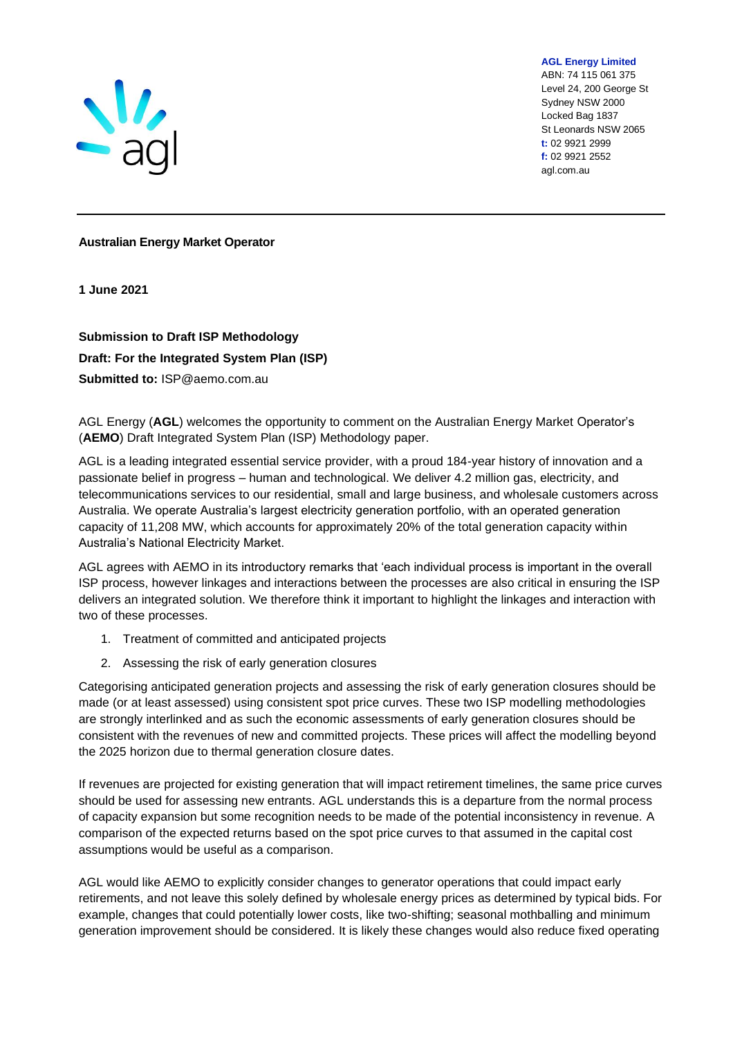**AGL Energy Limited**
ABN: 74 115 061 375
Level 24, 200 George St
Sydney NSW 2000
Locked Bag 1837
St Leonards NSW 2065
**t:** 02 9921 2999
**f:** 02 9921 2552
agl.com.au

---

**Australian Energy Market Operator**

**1 June 2021**

**Submission to Draft ISP Methodology**

**Draft: For the Integrated System Plan (ISP)**

**Submitted to:** ISP@aemo.com.au

AGL Energy (**AGL**) welcomes the opportunity to comment on the Australian Energy Market Operator's (**AEMO**) Draft Integrated System Plan (ISP) Methodology paper.

AGL is a leading integrated essential service provider, with a proud 184-year history of innovation and a passionate belief in progress – human and technological. We deliver 4.2 million gas, electricity, and telecommunications services to our residential, small and large business, and wholesale customers across Australia. We operate Australia's largest electricity generation portfolio, with an operated generation capacity of 11,208 MW, which accounts for approximately 20% of the total generation capacity within Australia's National Electricity Market.

AGL agrees with AEMO in its introductory remarks that 'each individual process is important in the overall ISP process, however linkages and interactions between the processes are also critical in ensuring the ISP delivers an integrated solution. We therefore think it important to highlight the linkages and interaction with two of these processes.

1. Treatment of committed and anticipated projects
2. Assessing the risk of early generation closures

Categorising anticipated generation projects and assessing the risk of early generation closures should be made (or at least assessed) using consistent spot price curves. These two ISP modelling methodologies are strongly interlinked and as such the economic assessments of early generation closures should be consistent with the revenues of new and committed projects. These prices will affect the modelling beyond the 2025 horizon due to thermal generation closure dates.

If revenues are projected for existing generation that will impact retirement timelines, the same price curves should be used for assessing new entrants. AGL understands this is a departure from the normal process of capacity expansion but some recognition needs to be made of the potential inconsistency in revenue. A comparison of the expected returns based on the spot price curves to that assumed in the capital cost assumptions would be useful as a comparison.

AGL would like AEMO to explicitly consider changes to generator operations that could impact early retirements, and not leave this solely defined by wholesale energy prices as determined by typical bids. For example, changes that could potentially lower costs, like two-shifting; seasonal mothballing and minimum generation improvement should be considered. It is likely these changes would also reduce fixed operating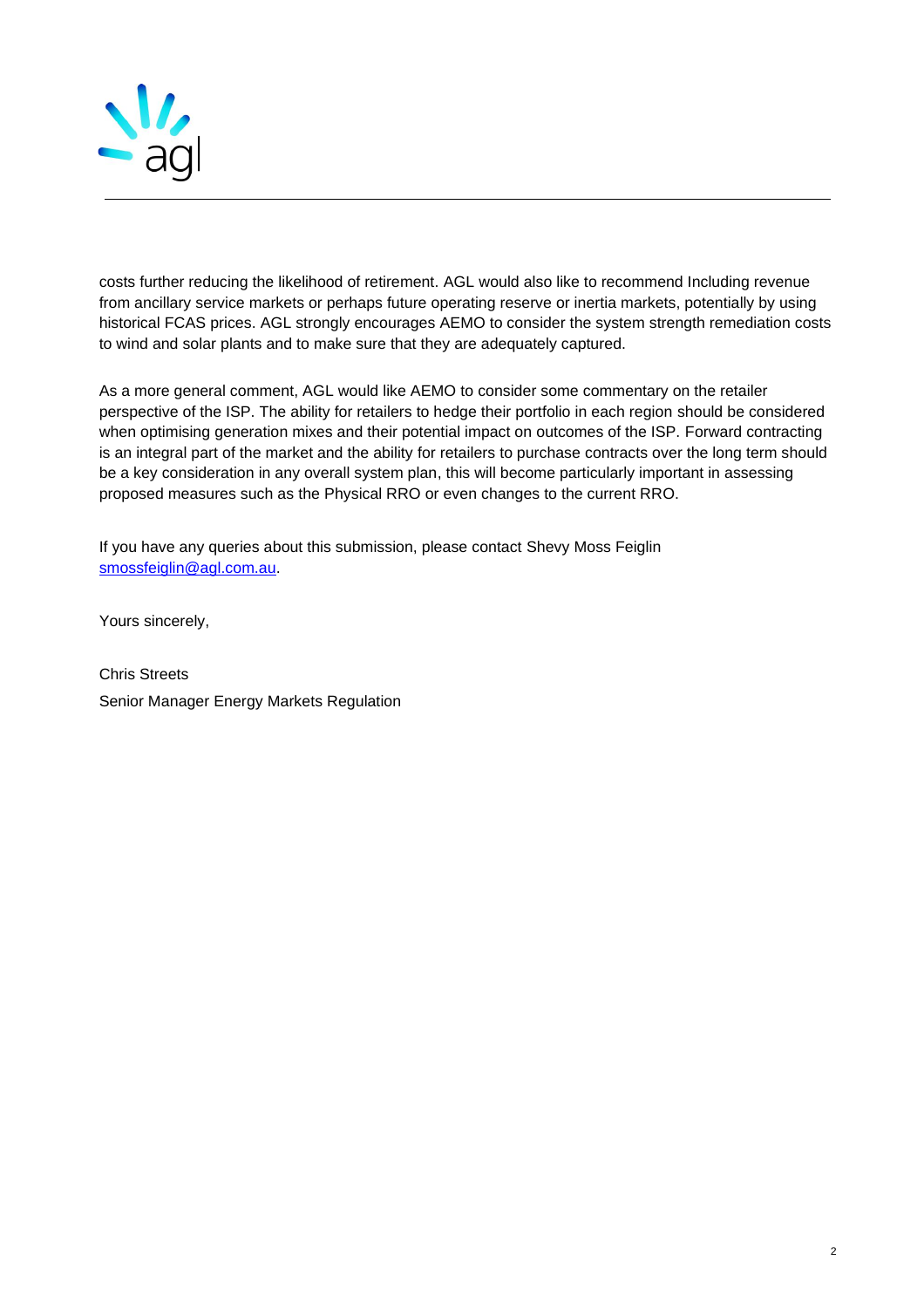costs further reducing the likelihood of retirement. AGL would also like to recommend Including revenue from ancillary service markets or perhaps future operating reserve or inertia markets, potentially by using historical FCAS prices. AGL strongly encourages AEMO to consider the system strength remediation costs to wind and solar plants and to make sure that they are adequately captured.

As a more general comment, AGL would like AEMO to consider some commentary on the retailer perspective of the ISP. The ability for retailers to hedge their portfolio in each region should be considered when optimising generation mixes and their potential impact on outcomes of the ISP. Forward contracting is an integral part of the market and the ability for retailers to purchase contracts over the long term should be a key consideration in any overall system plan, this will become particularly important in assessing proposed measures such as the Physical RRO or even changes to the current RRO.

If you have any queries about this submission, please contact Shevy Moss Feiglin [smossfeiglin@agl.com.au](mailto:smossfeiglin@agl.com.au).

Yours sincerely,

Chris Streets
Senior Manager Energy Markets Regulation